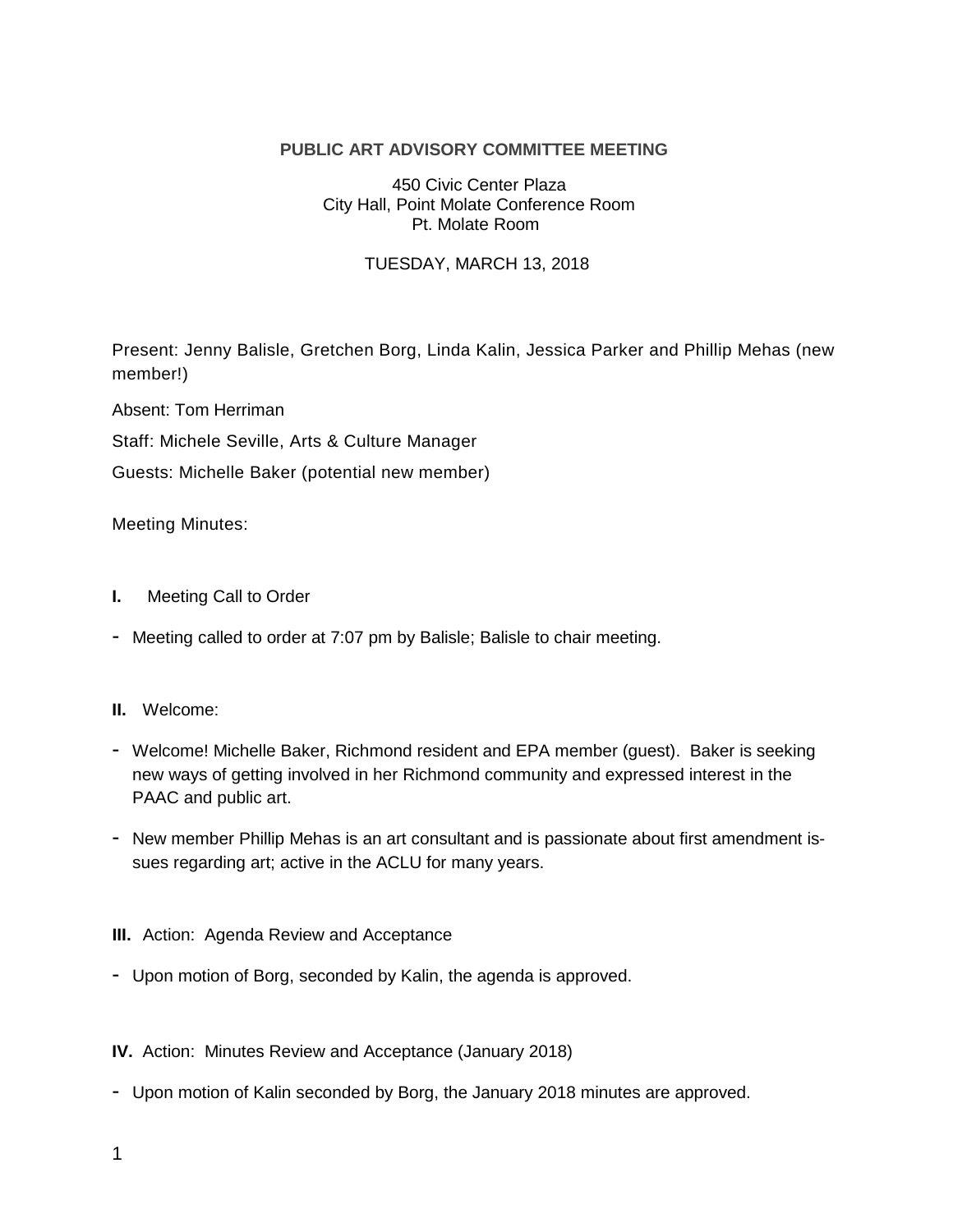**PUBLIC ART ADVISORY COMMITTEE MEETING**

450 Civic Center Plaza
City Hall, Point Molate Conference Room
Pt. Molate Room

TUESDAY, MARCH 13, 2018

Present: Jenny Balisle, Gretchen Borg, Linda Kalin, Jessica Parker and Phillip Mehas (new member!)

Absent: Tom Herriman

Staff: Michele Seville, Arts & Culture Manager

Guests: Michelle Baker (potential new member)

Meeting Minutes:

**I.** Meeting Call to Order

- Meeting called to order at 7:07 pm by Balisle; Balisle to chair meeting.

**II.** Welcome:

- Welcome! Michelle Baker, Richmond resident and EPA member (guest). Baker is seeking new ways of getting involved in her Richmond community and expressed interest in the PAAC and public art.
- New member Phillip Mehas is an art consultant and is passionate about first amendment issues regarding art; active in the ACLU for many years.

**III.** Action: Agenda Review and Acceptance

- Upon motion of Borg, seconded by Kalin, the agenda is approved.

**IV.** Action: Minutes Review and Acceptance (January 2018)

- Upon motion of Kalin seconded by Borg, the January 2018 minutes are approved.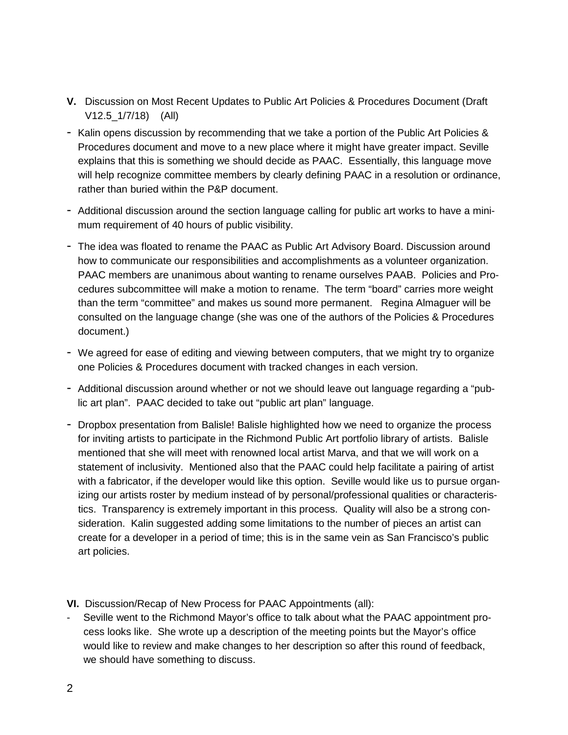**V.** Discussion on Most Recent Updates to Public Art Policies & Procedures Document (Draft V12.5_1/7/18) (All)

- Kalin opens discussion by recommending that we take a portion of the Public Art Policies & Procedures document and move to a new place where it might have greater impact. Seville explains that this is something we should decide as PAAC. Essentially, this language move will help recognize committee members by clearly defining PAAC in a resolution or ordinance, rather than buried within the P&P document.
- Additional discussion around the section language calling for public art works to have a minimum requirement of 40 hours of public visibility.
- The idea was floated to rename the PAAC as Public Art Advisory Board. Discussion around how to communicate our responsibilities and accomplishments as a volunteer organization. PAAC members are unanimous about wanting to rename ourselves PAAB. Policies and Procedures subcommittee will make a motion to rename. The term "board" carries more weight than the term "committee" and makes us sound more permanent. Regina Almaguer will be consulted on the language change (she was one of the authors of the Policies & Procedures document.)
- We agreed for ease of editing and viewing between computers, that we might try to organize one Policies & Procedures document with tracked changes in each version.
- Additional discussion around whether or not we should leave out language regarding a "public art plan". PAAC decided to take out "public art plan" language.
- Dropbox presentation from Balisle! Balisle highlighted how we need to organize the process for inviting artists to participate in the Richmond Public Art portfolio library of artists. Balisle mentioned that she will meet with renowned local artist Marva, and that we will work on a statement of inclusivity. Mentioned also that the PAAC could help facilitate a pairing of artist with a fabricator, if the developer would like this option. Seville would like us to pursue organizing our artists roster by medium instead of by personal/professional qualities or characteristics. Transparency is extremely important in this process. Quality will also be a strong consideration. Kalin suggested adding some limitations to the number of pieces an artist can create for a developer in a period of time; this is in the same vein as San Francisco's public art policies.

**VI.** Discussion/Recap of New Process for PAAC Appointments (all):

- Seville went to the Richmond Mayor's office to talk about what the PAAC appointment process looks like. She wrote up a description of the meeting points but the Mayor's office would like to review and make changes to her description so after this round of feedback, we should have something to discuss.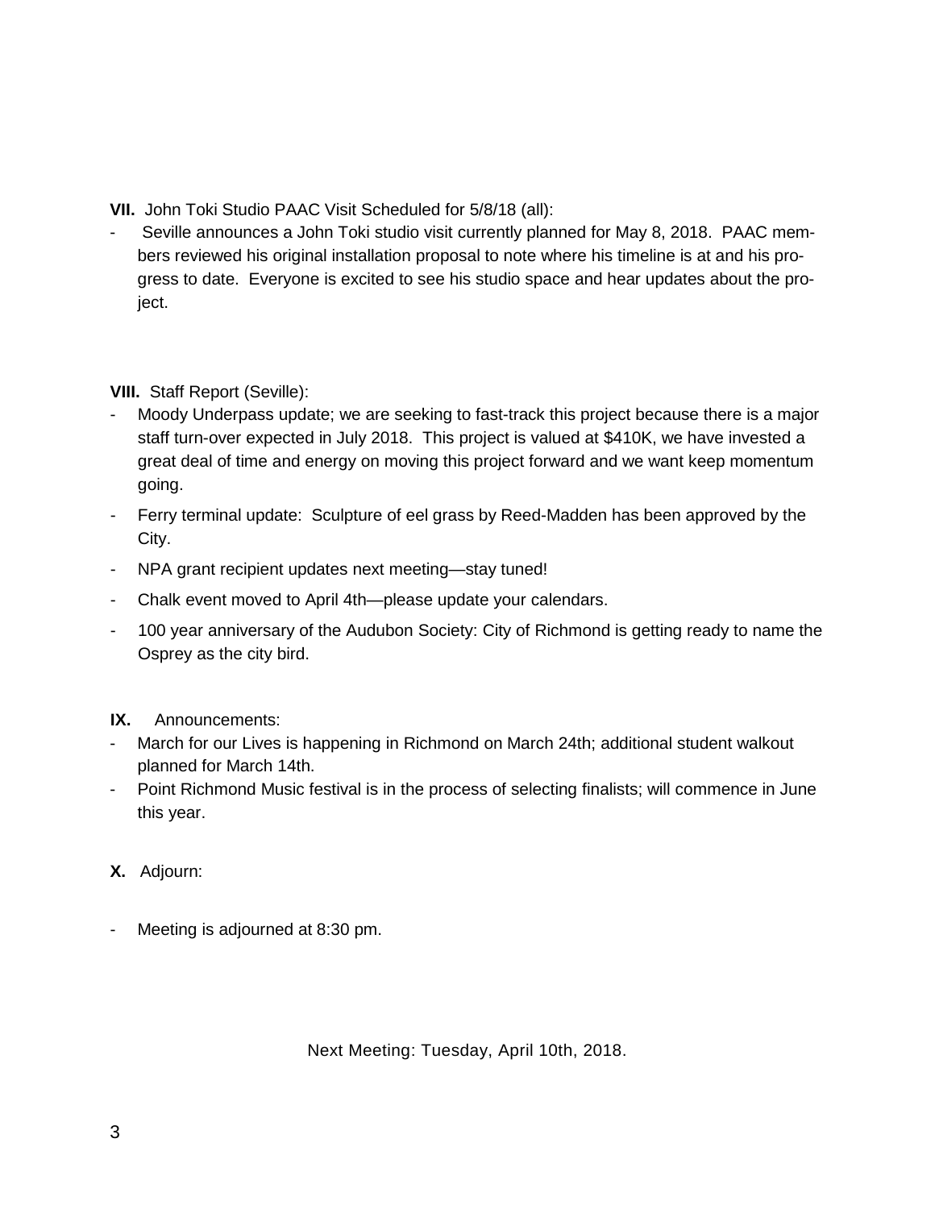**VII.** John Toki Studio PAAC Visit Scheduled for 5/8/18 (all):

- Seville announces a John Toki studio visit currently planned for May 8, 2018. PAAC members reviewed his original installation proposal to note where his timeline is at and his progress to date. Everyone is excited to see his studio space and hear updates about the project.

**VIII.** Staff Report (Seville):

- Moody Underpass update; we are seeking to fast-track this project because there is a major staff turn-over expected in July 2018. This project is valued at $410K, we have invested a great deal of time and energy on moving this project forward and we want keep momentum going.
- Ferry terminal update: Sculpture of eel grass by Reed-Madden has been approved by the City.
- NPA grant recipient updates next meeting—stay tuned!
- Chalk event moved to April 4th—please update your calendars.
- 100 year anniversary of the Audubon Society: City of Richmond is getting ready to name the Osprey as the city bird.

**IX.** Announcements:

- March for our Lives is happening in Richmond on March 24th; additional student walkout planned for March 14th.
- Point Richmond Music festival is in the process of selecting finalists; will commence in June this year.

**X.** Adjourn:

- Meeting is adjourned at 8:30 pm.

Next Meeting: Tuesday, April 10th, 2018.